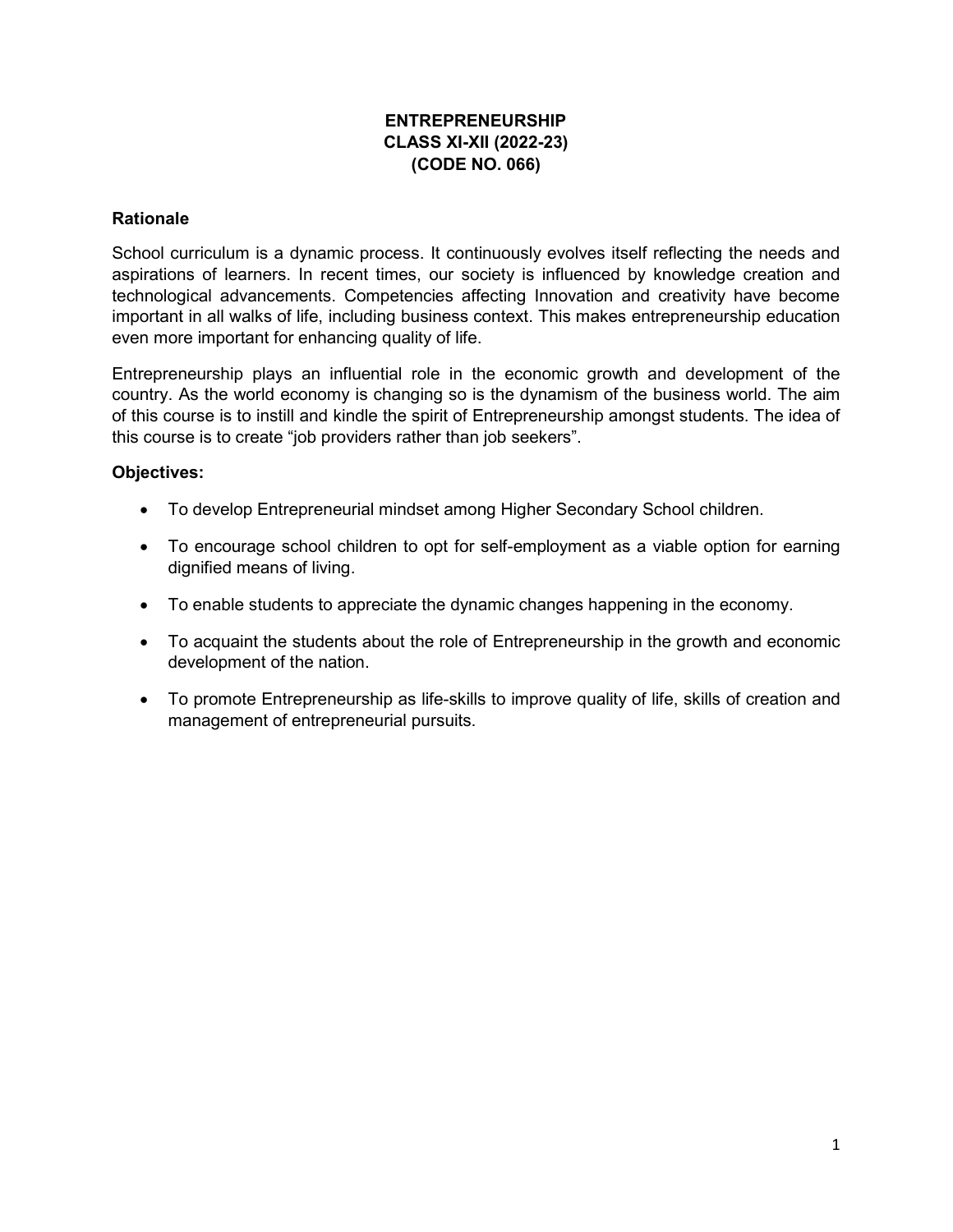# ENTREPRENEURSHIP
# CLASS XI-XII (2022-23)
# (CODE NO. 066)

## Rationale

School curriculum is a dynamic process. It continuously evolves itself reflecting the needs and aspirations of learners. In recent times, our society is influenced by knowledge creation and technological advancements. Competencies affecting Innovation and creativity have become important in all walks of life, including business context. This makes entrepreneurship education even more important for enhancing quality of life.

Entrepreneurship plays an influential role in the economic growth and development of the country. As the world economy is changing so is the dynamism of the business world. The aim of this course is to instill and kindle the spirit of Entrepreneurship amongst students. The idea of this course is to create "job providers rather than job seekers".

## Objectives:

- To develop Entrepreneurial mindset among Higher Secondary School children.
- To encourage school children to opt for self-employment as a viable option for earning dignified means of living.
- To enable students to appreciate the dynamic changes happening in the economy.
- To acquaint the students about the role of Entrepreneurship in the growth and economic development of the nation.
- To promote Entrepreneurship as life-skills to improve quality of life, skills of creation and management of entrepreneurial pursuits.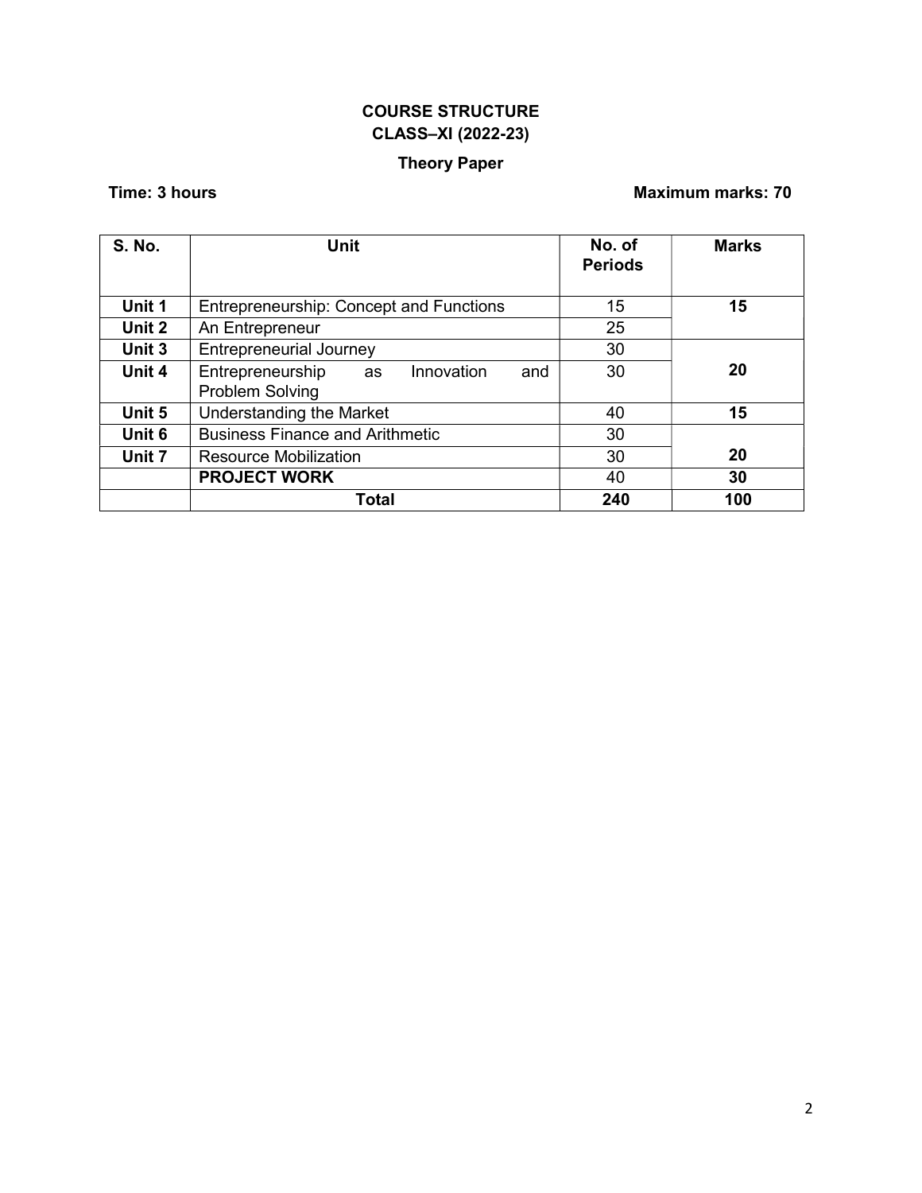## COURSE STRUCTURE
## CLASS–XI (2022-23)

### Theory Paper

**Time: 3 hours** **Maximum marks: 70**

| S. No. | Unit | No. of Periods | Marks |
|---|---|---|---|
| **Unit 1** | Entrepreneurship: Concept and Functions | 15 | **15** |
| **Unit 2** | An Entrepreneur | 25 | |
| **Unit 3** | Entrepreneurial Journey | 30 | **20** |
| **Unit 4** | Entrepreneurship as Innovation and Problem Solving | 30 | |
| **Unit 5** | Understanding the Market | 40 | **15** |
| **Unit 6** | Business Finance and Arithmetic | 30 | **20** |
| **Unit 7** | Resource Mobilization | 30 | |
| | **PROJECT WORK** | 40 | **30** |
| | **Total** | **240** | **100** |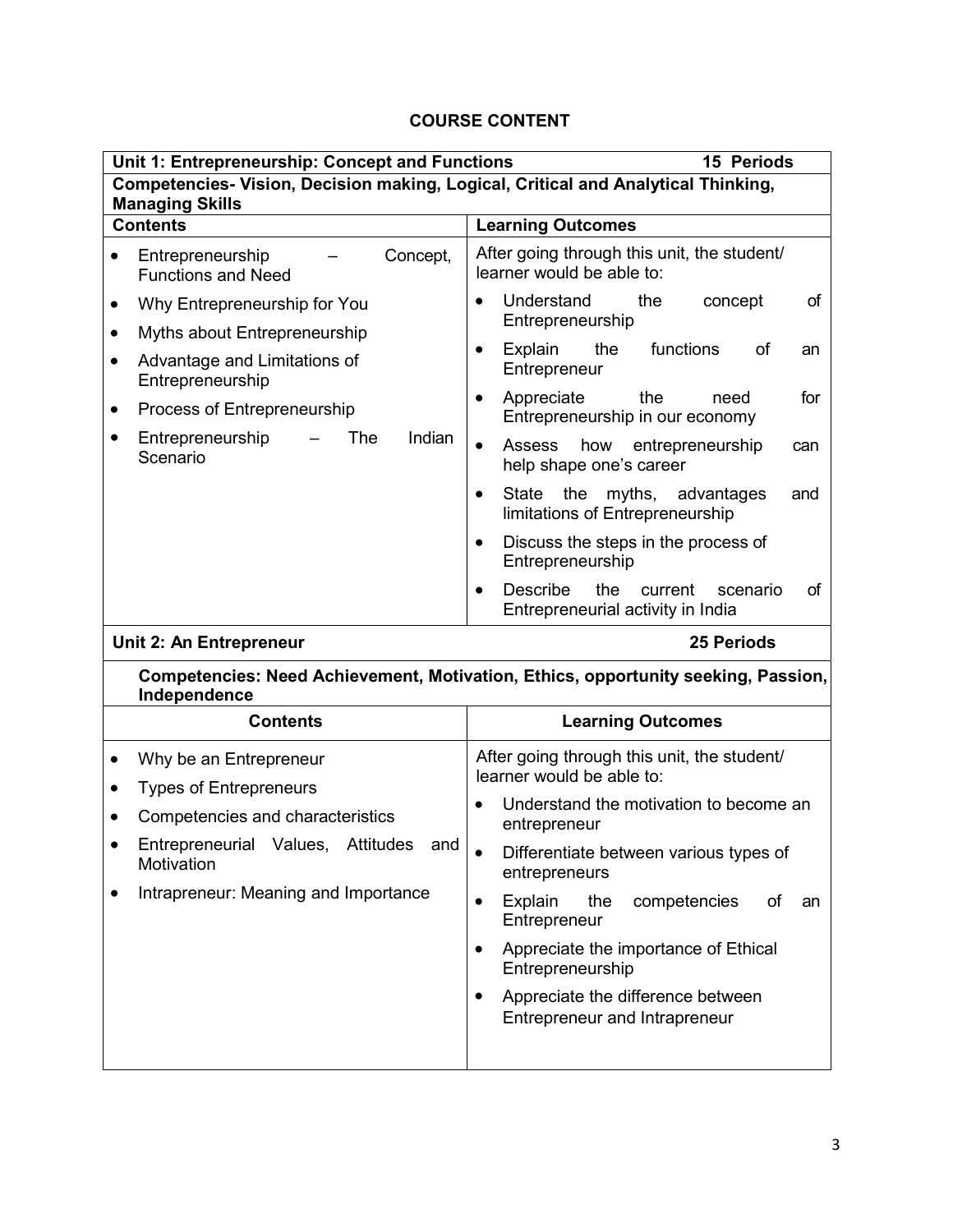## COURSE CONTENT

| **Unit 1: Entrepreneurship: Concept and Functions** | **15 Periods** |
|---|---|
| **Competencies- Vision, Decision making, Logical, Critical and Analytical Thinking, Managing Skills** | |
| **Contents** | **Learning Outcomes** |
| • Entrepreneurship – Concept, Functions and Need<br>• Why Entrepreneurship for You<br>• Myths about Entrepreneurship<br>• Advantage and Limitations of Entrepreneurship<br>• Process of Entrepreneurship<br>• Entrepreneurship – The Indian Scenario | After going through this unit, the student/ learner would be able to:<br>• Understand the concept of Entrepreneurship<br>• Explain the functions of an Entrepreneur<br>• Appreciate the need for Entrepreneurship in our economy<br>• Assess how entrepreneurship can help shape one's career<br>• State the myths, advantages and limitations of Entrepreneurship<br>• Discuss the steps in the process of Entrepreneurship<br>• Describe the current scenario of Entrepreneurial activity in India |

| **Unit 2: An Entrepreneur** | **25 Periods** |
|---|---|
| **Competencies: Need Achievement, Motivation, Ethics, opportunity seeking, Passion, Independence** | |
| **Contents** | **Learning Outcomes** |
| • Why be an Entrepreneur<br>• Types of Entrepreneurs<br>• Competencies and characteristics<br>• Entrepreneurial Values, Attitudes and Motivation<br>• Intrapreneur: Meaning and Importance | After going through this unit, the student/ learner would be able to:<br>• Understand the motivation to become an entrepreneur<br>• Differentiate between various types of entrepreneurs<br>• Explain the competencies of an Entrepreneur<br>• Appreciate the importance of Ethical Entrepreneurship<br>• Appreciate the difference between Entrepreneur and Intrapreneur |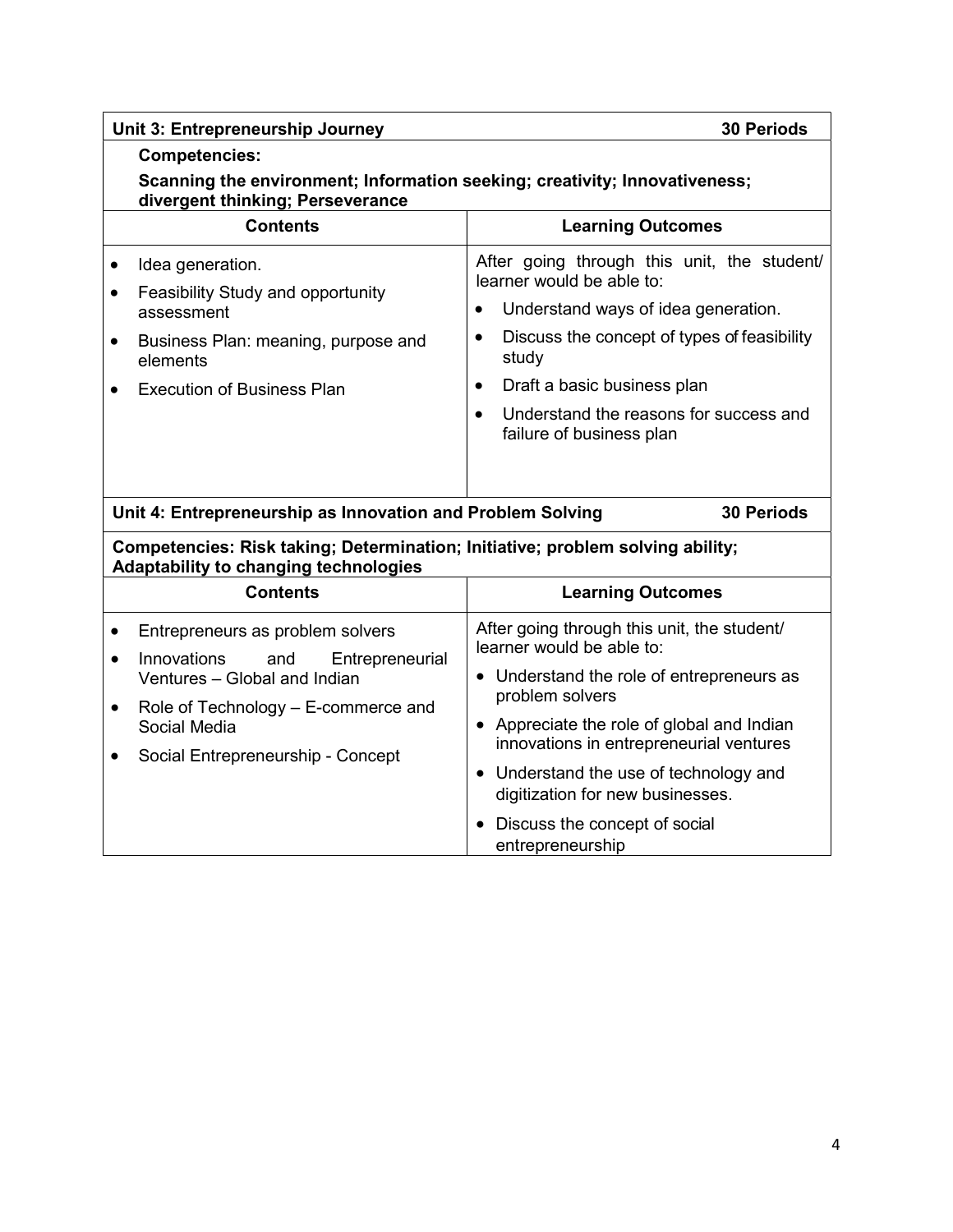| Unit 3: Entrepreneurship Journey | 30 Periods |
|---|---|
| **Competencies:**<br>**Scanning the environment; Information seeking; creativity; Innovativeness; divergent thinking; Perseverance** | |
| **Contents** | **Learning Outcomes** |
| • Idea generation.<br>• Feasibility Study and opportunity assessment<br>• Business Plan: meaning, purpose and elements<br>• Execution of Business Plan | After going through this unit, the student/ learner would be able to:<br>• Understand ways of idea generation.<br>• Discuss the concept of types of feasibility study<br>• Draft a basic business plan<br>• Understand the reasons for success and failure of business plan |

| Unit 4: Entrepreneurship as Innovation and Problem Solving | 30 Periods |
|---|---|
| **Competencies: Risk taking; Determination; Initiative; problem solving ability; Adaptability to changing technologies** | |
| **Contents** | **Learning Outcomes** |
| • Entrepreneurs as problem solvers<br>• Innovations and Entrepreneurial Ventures – Global and Indian<br>• Role of Technology – E-commerce and Social Media<br>• Social Entrepreneurship - Concept | After going through this unit, the student/ learner would be able to:<br>• Understand the role of entrepreneurs as problem solvers<br>• Appreciate the role of global and Indian innovations in entrepreneurial ventures<br>• Understand the use of technology and digitization for new businesses.<br>• Discuss the concept of social entrepreneurship |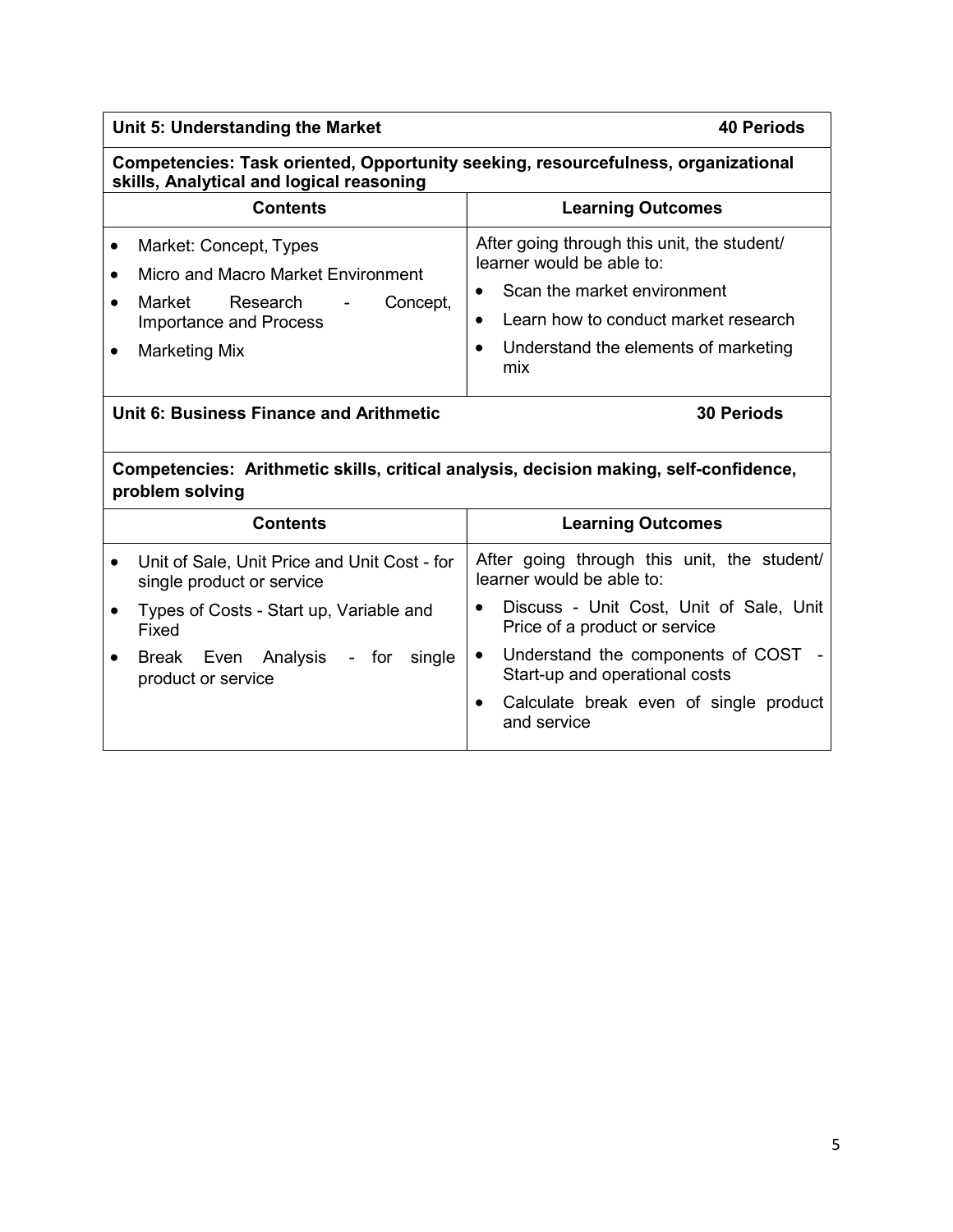| Unit 5: Understanding the Market | 40 Periods |
|---|---|
| **Competencies: Task oriented, Opportunity seeking, resourcefulness, organizational skills, Analytical and logical reasoning** | |
| **Contents** | **Learning Outcomes** |
| • Market: Concept, Types<br>• Micro and Macro Market Environment<br>• Market Research - Concept, Importance and Process<br>• Marketing Mix | After going through this unit, the student/ learner would be able to:<br>• Scan the market environment<br>• Learn how to conduct market research<br>• Understand the elements of marketing mix |

| Unit 6: Business Finance and Arithmetic | 30 Periods |
|---|---|
| **Competencies: Arithmetic skills, critical analysis, decision making, self-confidence, problem solving** | |
| **Contents** | **Learning Outcomes** |
| • Unit of Sale, Unit Price and Unit Cost - for single product or service<br>• Types of Costs - Start up, Variable and Fixed<br>• Break Even Analysis - for single product or service | After going through this unit, the student/ learner would be able to:<br>• Discuss - Unit Cost, Unit of Sale, Unit Price of a product or service<br>• Understand the components of COST - Start-up and operational costs<br>• Calculate break even of single product and service |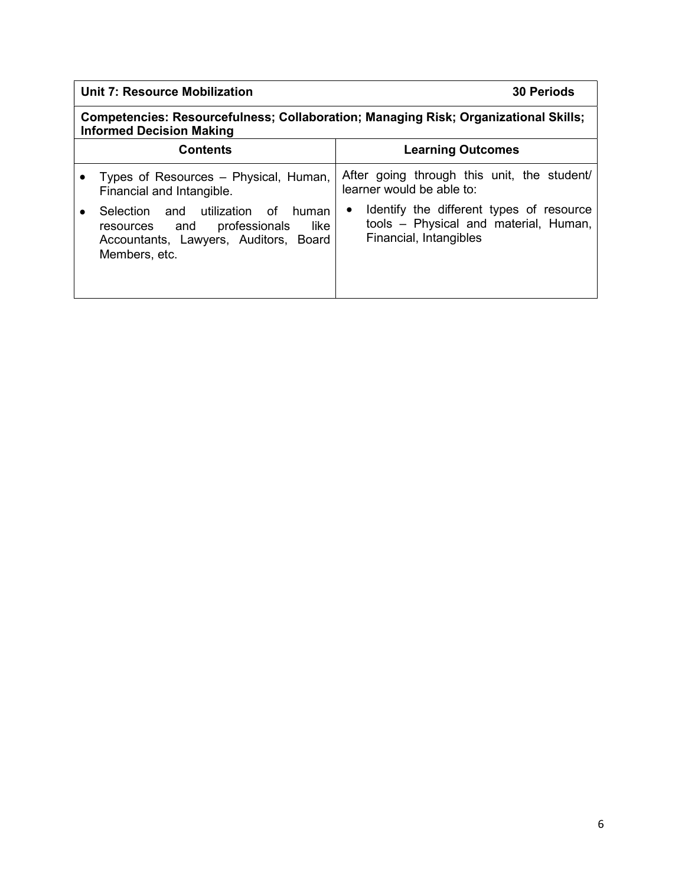| **Unit 7: Resource Mobilization** | **30 Periods** |
|---|---|
| **Competencies: Resourcefulness; Collaboration; Managing Risk; Organizational Skills; Informed Decision Making** | |
| **Contents** | **Learning Outcomes** |
| • Types of Resources – Physical, Human, Financial and Intangible.<br>• Selection and utilization of human resources and professionals like Accountants, Lawyers, Auditors, Board Members, etc. | After going through this unit, the student/ learner would be able to:<br>• Identify the different types of resource tools – Physical and material, Human, Financial, Intangibles |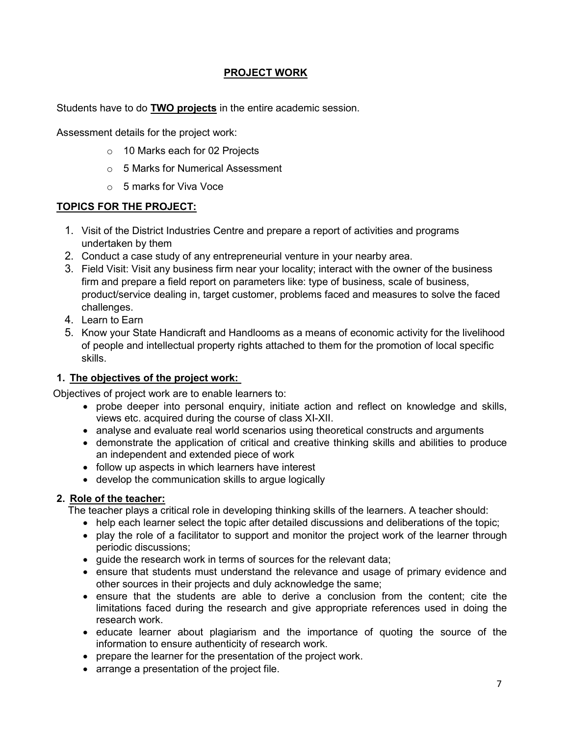## PROJECT WORK

Students have to do **TWO projects** in the entire academic session.

Assessment details for the project work:

- 10 Marks each for 02 Projects
- 5 Marks for Numerical Assessment
- 5 marks for Viva Voce

### TOPICS FOR THE PROJECT:

1. Visit of the District Industries Centre and prepare a report of activities and programs undertaken by them
2. Conduct a case study of any entrepreneurial venture in your nearby area.
3. Field Visit: Visit any business firm near your locality; interact with the owner of the business firm and prepare a field report on parameters like: type of business, scale of business, product/service dealing in, target customer, problems faced and measures to solve the faced challenges.
4. Learn to Earn
5. Know your State Handicraft and Handlooms as a means of economic activity for the livelihood of people and intellectual property rights attached to them for the promotion of local specific skills.

### 1. The objectives of the project work:

Objectives of project work are to enable learners to:

- probe deeper into personal enquiry, initiate action and reflect on knowledge and skills, views etc. acquired during the course of class XI-XII.
- analyse and evaluate real world scenarios using theoretical constructs and arguments
- demonstrate the application of critical and creative thinking skills and abilities to produce an independent and extended piece of work
- follow up aspects in which learners have interest
- develop the communication skills to argue logically

### 2. Role of the teacher:

The teacher plays a critical role in developing thinking skills of the learners. A teacher should:

- help each learner select the topic after detailed discussions and deliberations of the topic;
- play the role of a facilitator to support and monitor the project work of the learner through periodic discussions;
- guide the research work in terms of sources for the relevant data;
- ensure that students must understand the relevance and usage of primary evidence and other sources in their projects and duly acknowledge the same;
- ensure that the students are able to derive a conclusion from the content; cite the limitations faced during the research and give appropriate references used in doing the research work.
- educate learner about plagiarism and the importance of quoting the source of the information to ensure authenticity of research work.
- prepare the learner for the presentation of the project work.
- arrange a presentation of the project file.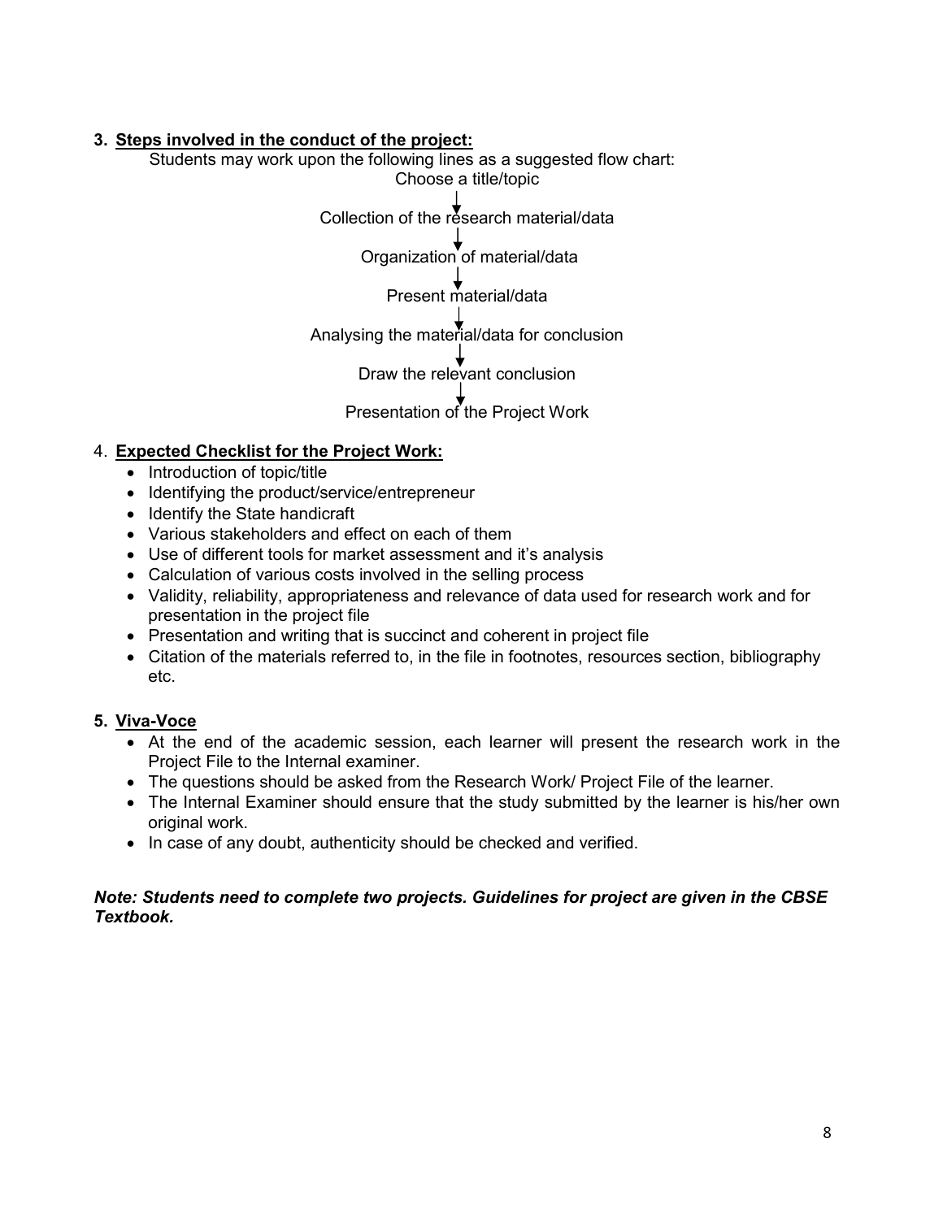**3. Steps involved in the conduct of the project:**

Students may work upon the following lines as a suggested flow chart:

Choose a title/topic

↓

Collection of the research material/data

↓

Organization of material/data

↓

Present material/data

↓

Analysing the material/data for conclusion

↓

Draw the relevant conclusion

↓

Presentation of the Project Work

4. **Expected Checklist for the Project Work:**

- Introduction of topic/title
- Identifying the product/service/entrepreneur
- Identify the State handicraft
- Various stakeholders and effect on each of them
- Use of different tools for market assessment and it's analysis
- Calculation of various costs involved in the selling process
- Validity, reliability, appropriateness and relevance of data used for research work and for presentation in the project file
- Presentation and writing that is succinct and coherent in project file
- Citation of the materials referred to, in the file in footnotes, resources section, bibliography etc.

**5. Viva-Voce**

- At the end of the academic session, each learner will present the research work in the Project File to the Internal examiner.
- The questions should be asked from the Research Work/ Project File of the learner.
- The Internal Examiner should ensure that the study submitted by the learner is his/her own original work.
- In case of any doubt, authenticity should be checked and verified.

***Note: Students need to complete two projects. Guidelines for project are given in the CBSE Textbook.***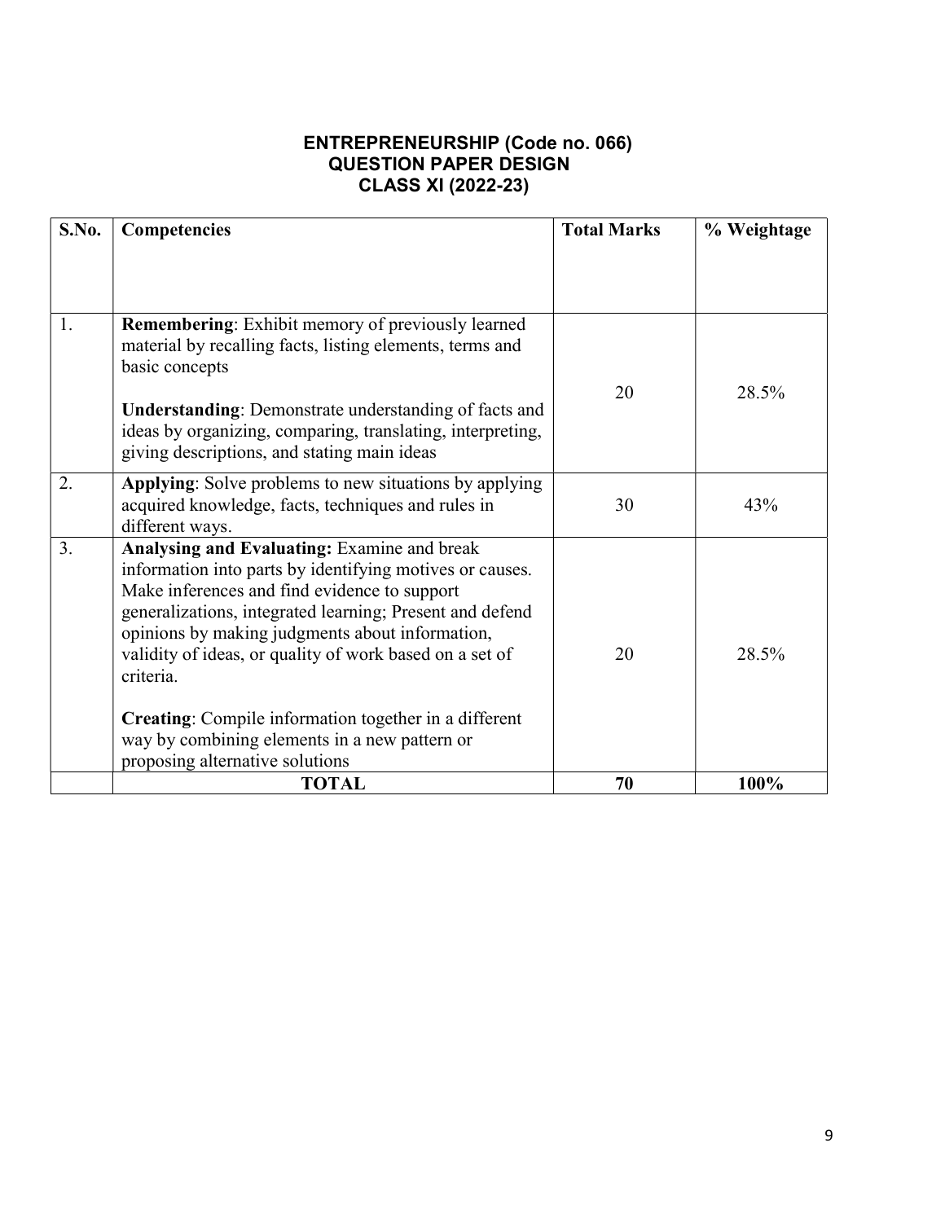# ENTREPRENEURSHIP (Code no. 066)
## QUESTION PAPER DESIGN
## CLASS XI (2022-23)

| S.No. | Competencies | Total Marks | % Weightage |
|---|---|---|---|
| 1. | **Remembering**: Exhibit memory of previously learned material by recalling facts, listing elements, terms and basic concepts<br><br>**Understanding**: Demonstrate understanding of facts and ideas by organizing, comparing, translating, interpreting, giving descriptions, and stating main ideas | 20 | 28.5% |
| 2. | **Applying**: Solve problems to new situations by applying acquired knowledge, facts, techniques and rules in different ways. | 30 | 43% |
| 3. | **Analysing and Evaluating:** Examine and break information into parts by identifying motives or causes. Make inferences and find evidence to support generalizations, integrated learning; Present and defend opinions by making judgments about information, validity of ideas, or quality of work based on a set of criteria.<br><br>**Creating**: Compile information together in a different way by combining elements in a new pattern or proposing alternative solutions | 20 | 28.5% |
| | **TOTAL** | **70** | **100%** |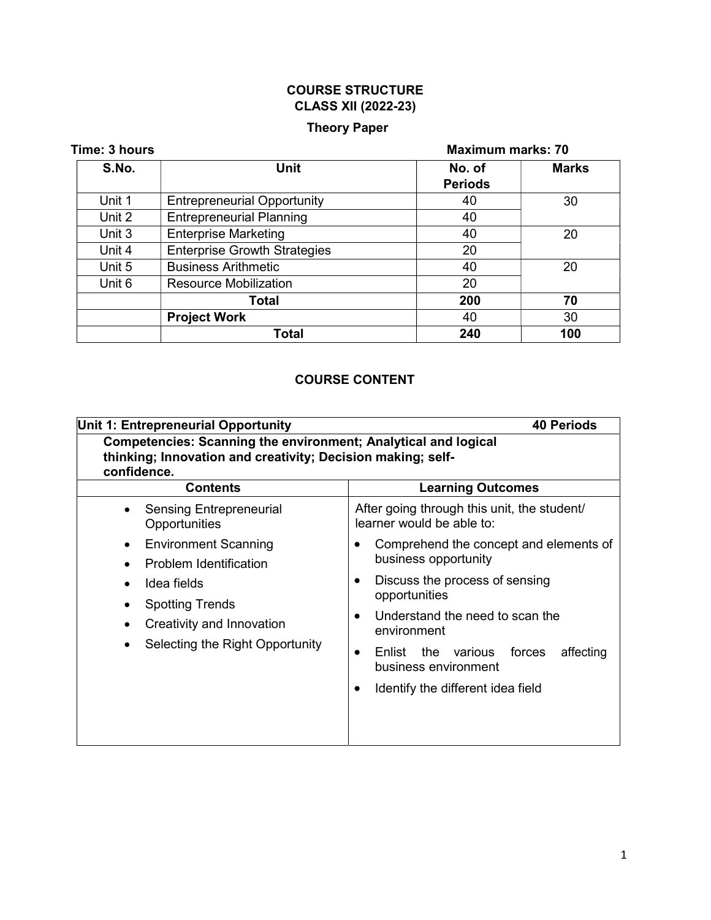# COURSE STRUCTURE
## CLASS XII (2022-23)

### Theory Paper

**Time: 3 hours** **Maximum marks: 70**

| S.No. | Unit | No. of Periods | Marks |
|---|---|---|---|
| Unit 1 | Entrepreneurial Opportunity | 40 | 30 |
| Unit 2 | Entrepreneurial Planning | 40 | |
| Unit 3 | Enterprise Marketing | 40 | 20 |
| Unit 4 | Enterprise Growth Strategies | 20 | |
| Unit 5 | Business Arithmetic | 40 | 20 |
| Unit 6 | Resource Mobilization | 20 | |
| | **Total** | **200** | **70** |
| | **Project Work** | 40 | 30 |
| | **Total** | **240** | **100** |

## COURSE CONTENT

| **Unit 1: Entrepreneurial Opportunity** | **40 Periods** |
|---|---|
| **Competencies: Scanning the environment; Analytical and logical thinking; Innovation and creativity; Decision making; self-confidence.** | |
| **Contents** | **Learning Outcomes** |
| • Sensing Entrepreneurial Opportunities<br>• Environment Scanning<br>• Problem Identification<br>• Idea fields<br>• Spotting Trends<br>• Creativity and Innovation<br>• Selecting the Right Opportunity | After going through this unit, the student/ learner would be able to:<br>• Comprehend the concept and elements of business opportunity<br>• Discuss the process of sensing opportunities<br>• Understand the need to scan the environment<br>• Enlist the various forces affecting business environment<br>• Identify the different idea field |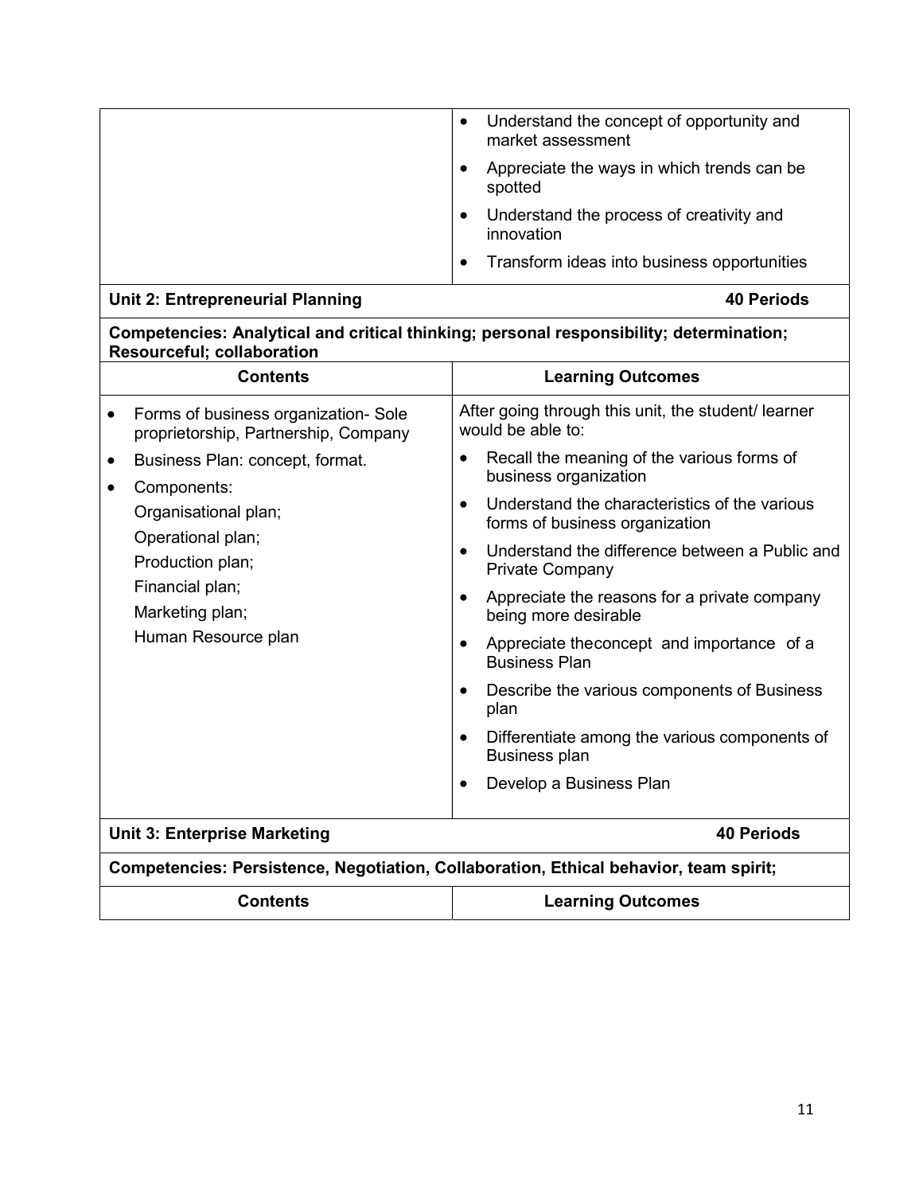| | |
|---|---|
| | • Understand the concept of opportunity and market assessment<br>• Appreciate the ways in which trends can be spotted<br>• Understand the process of creativity and innovation<br>• Transform ideas into business opportunities |
| **Unit 2: Entrepreneurial Planning** | **40 Periods** |
| **Competencies: Analytical and critical thinking; personal responsibility; determination; Resourceful; collaboration** | |
| **Contents** | **Learning Outcomes** |
| • Forms of business organization- Sole proprietorship, Partnership, Company<br>• Business Plan: concept, format.<br>• Components:<br>Organisational plan;<br>Operational plan;<br>Production plan;<br>Financial plan;<br>Marketing plan;<br>Human Resource plan | After going through this unit, the student/ learner would be able to:<br>• Recall the meaning of the various forms of business organization<br>• Understand the characteristics of the various forms of business organization<br>• Understand the difference between a Public and Private Company<br>• Appreciate the reasons for a private company being more desirable<br>• Appreciate theconcept and importance of a Business Plan<br>• Describe the various components of Business plan<br>• Differentiate among the various components of Business plan<br>• Develop a Business Plan |
| **Unit 3: Enterprise Marketing** | **40 Periods** |
| **Competencies: Persistence, Negotiation, Collaboration, Ethical behavior, team spirit;** | |
| **Contents** | **Learning Outcomes** |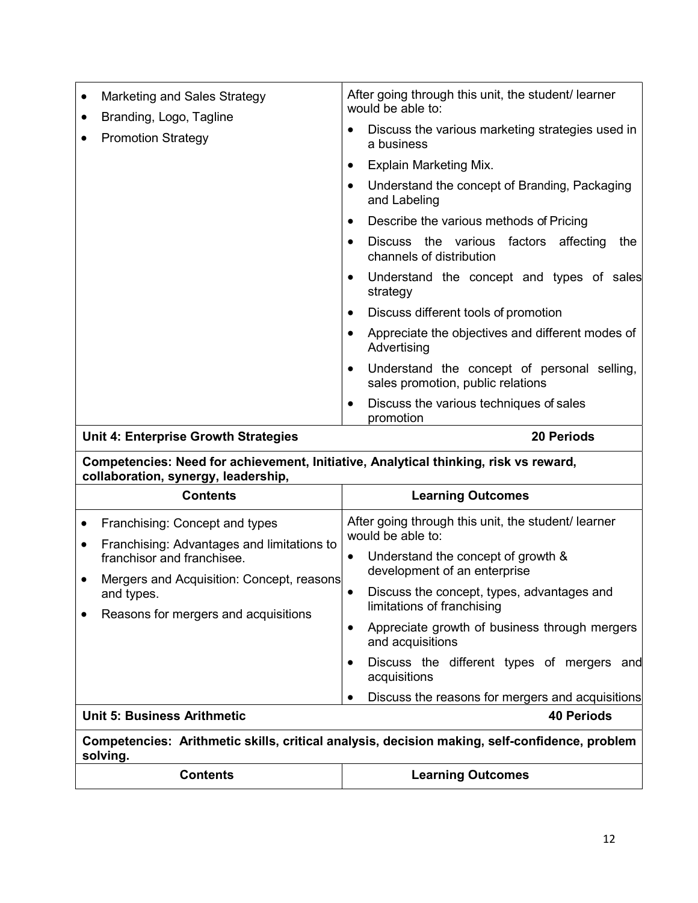| Contents | Learning Outcomes |
|---|---|
| • Marketing and Sales Strategy<br>• Branding, Logo, Tagline<br>• Promotion Strategy | After going through this unit, the student/ learner would be able to:<br>• Discuss the various marketing strategies used in a business<br>• Explain Marketing Mix.<br>• Understand the concept of Branding, Packaging and Labeling<br>• Describe the various methods of Pricing<br>• Discuss the various factors affecting the channels of distribution<br>• Understand the concept and types of sales strategy<br>• Discuss different tools of promotion<br>• Appreciate the objectives and different modes of Advertising<br>• Understand the concept of personal selling, sales promotion, public relations<br>• Discuss the various techniques of sales promotion |

**Unit 4: Enterprise Growth Strategies** **20 Periods**

**Competencies: Need for achievement, Initiative, Analytical thinking, risk vs reward, collaboration, synergy, leadership,**

| Contents | Learning Outcomes |
|---|---|
| • Franchising: Concept and types<br>• Franchising: Advantages and limitations to franchisor and franchisee.<br>• Mergers and Acquisition: Concept, reasons and types.<br>• Reasons for mergers and acquisitions | After going through this unit, the student/ learner would be able to:<br>• Understand the concept of growth & development of an enterprise<br>• Discuss the concept, types, advantages and limitations of franchising<br>• Appreciate growth of business through mergers and acquisitions<br>• Discuss the different types of mergers and acquisitions<br>• Discuss the reasons for mergers and acquisitions |

**Unit 5: Business Arithmetic** **40 Periods**

**Competencies: Arithmetic skills, critical analysis, decision making, self-confidence, problem solving.**

| Contents | Learning Outcomes |
|---|---|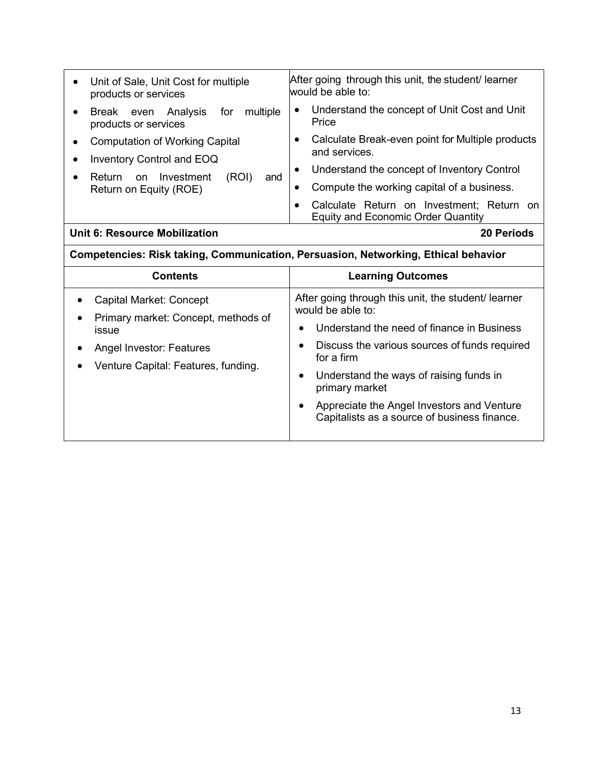| | |
|---|---|
| • Unit of Sale, Unit Cost for multiple products or services<br>• Break even Analysis for multiple products or services<br>• Computation of Working Capital<br>• Inventory Control and EOQ<br>• Return on Investment (ROI) and Return on Equity (ROE) | After going through this unit, the student/ learner would be able to:<br>• Understand the concept of Unit Cost and Unit Price<br>• Calculate Break-even point for Multiple products and services.<br>• Understand the concept of Inventory Control<br>• Compute the working capital of a business.<br>• Calculate Return on Investment; Return on Equity and Economic Order Quantity |

**Unit 6: Resource Mobilization** — **20 Periods**

**Competencies: Risk taking, Communication, Persuasion, Networking, Ethical behavior**

| Contents | Learning Outcomes |
|---|---|
| • Capital Market: Concept<br>• Primary market: Concept, methods of issue<br>• Angel Investor: Features<br>• Venture Capital: Features, funding. | After going through this unit, the student/ learner would be able to:<br>• Understand the need of finance in Business<br>• Discuss the various sources of funds required for a firm<br>• Understand the ways of raising funds in primary market<br>• Appreciate the Angel Investors and Venture Capitalists as a source of business finance. |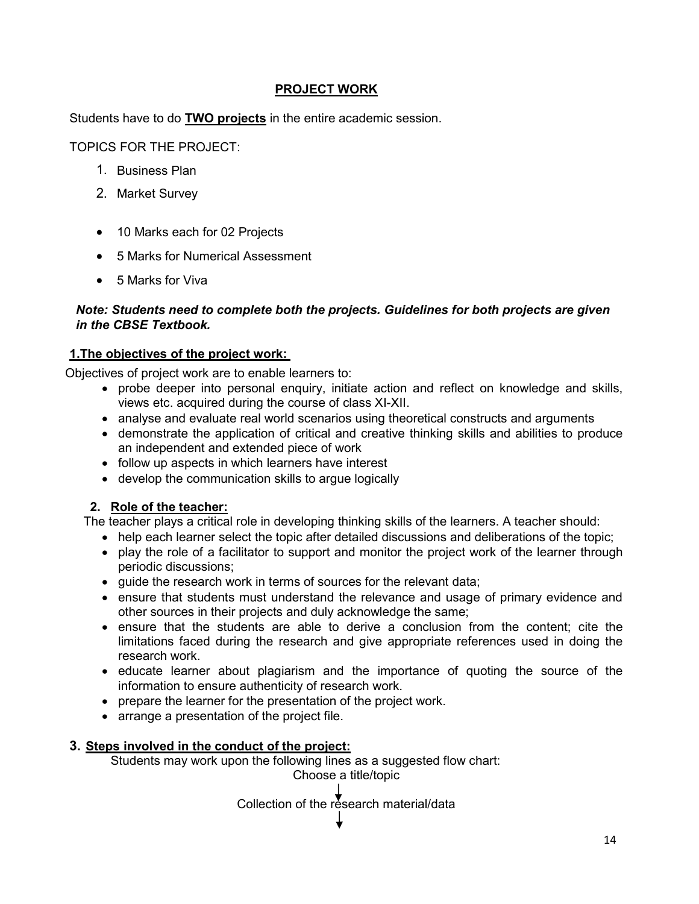## PROJECT WORK

Students have to do **TWO projects** in the entire academic session.

TOPICS FOR THE PROJECT:

1. Business Plan
2. Market Survey

- 10 Marks each for 02 Projects
- 5 Marks for Numerical Assessment
- 5 Marks for Viva

***Note: Students need to complete both the projects. Guidelines for both projects are given in the CBSE Textbook.***

### 1. The objectives of the project work:

Objectives of project work are to enable learners to:

- probe deeper into personal enquiry, initiate action and reflect on knowledge and skills, views etc. acquired during the course of class XI-XII.
- analyse and evaluate real world scenarios using theoretical constructs and arguments
- demonstrate the application of critical and creative thinking skills and abilities to produce an independent and extended piece of work
- follow up aspects in which learners have interest
- develop the communication skills to argue logically

### 2. Role of the teacher:

The teacher plays a critical role in developing thinking skills of the learners. A teacher should:

- help each learner select the topic after detailed discussions and deliberations of the topic;
- play the role of a facilitator to support and monitor the project work of the learner through periodic discussions;
- guide the research work in terms of sources for the relevant data;
- ensure that students must understand the relevance and usage of primary evidence and other sources in their projects and duly acknowledge the same;
- ensure that the students are able to derive a conclusion from the content; cite the limitations faced during the research and give appropriate references used in doing the research work.
- educate learner about plagiarism and the importance of quoting the source of the information to ensure authenticity of research work.
- prepare the learner for the presentation of the project work.
- arrange a presentation of the project file.

### 3. Steps involved in the conduct of the project:

Students may work upon the following lines as a suggested flow chart:

Choose a title/topic

↓

Collection of the research material/data

↓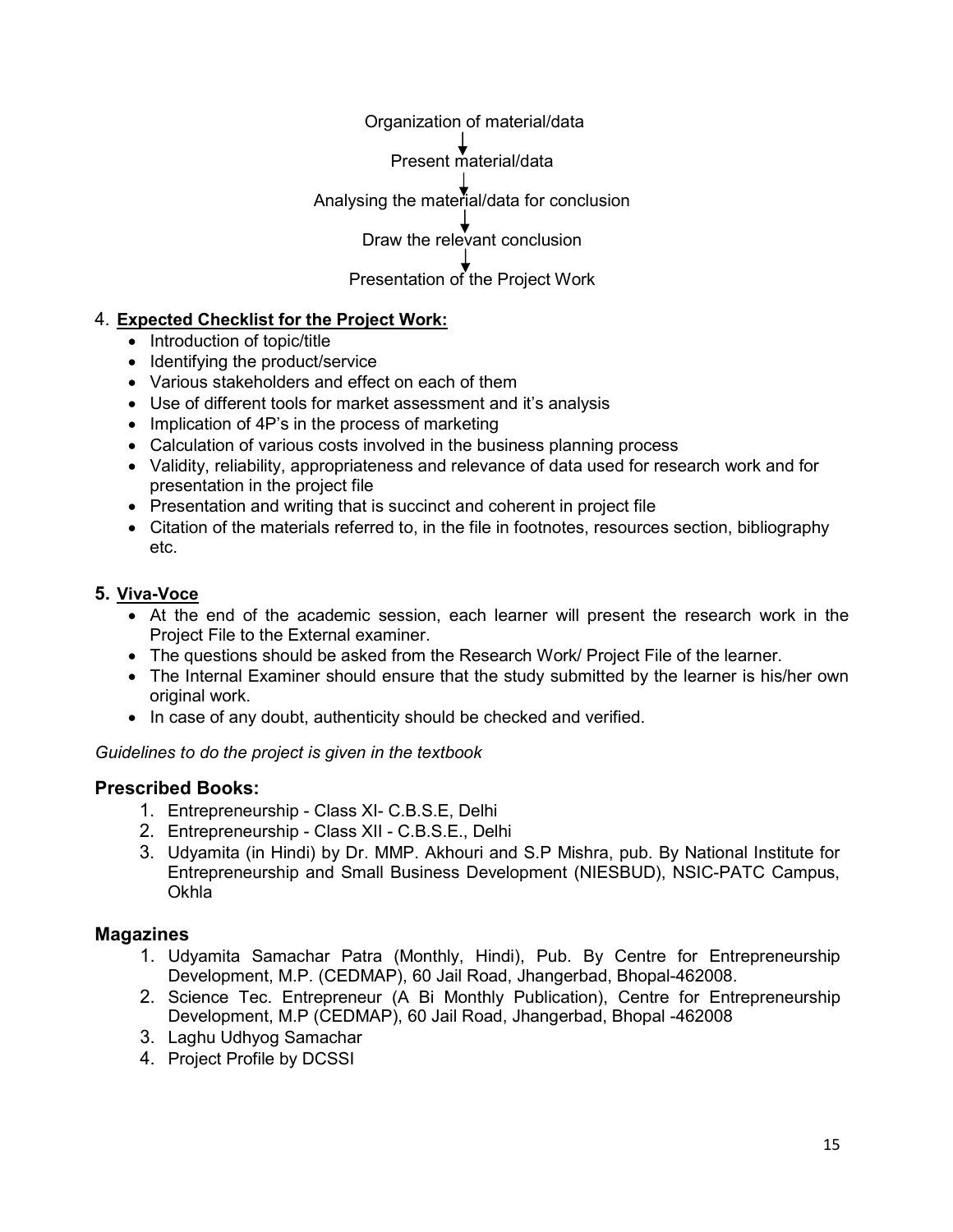Organization of material/data

↓

Present material/data

↓

Analysing the material/data for conclusion

↓

Draw the relevant conclusion

↓

Presentation of the Project Work

4. **Expected Checklist for the Project Work:**
   - Introduction of topic/title
   - Identifying the product/service
   - Various stakeholders and effect on each of them
   - Use of different tools for market assessment and it's analysis
   - Implication of 4P's in the process of marketing
   - Calculation of various costs involved in the business planning process
   - Validity, reliability, appropriateness and relevance of data used for research work and for presentation in the project file
   - Presentation and writing that is succinct and coherent in project file
   - Citation of the materials referred to, in the file in footnotes, resources section, bibliography etc.

**5. Viva-Voce**

- At the end of the academic session, each learner will present the research work in the Project File to the External examiner.
- The questions should be asked from the Research Work/ Project File of the learner.
- The Internal Examiner should ensure that the study submitted by the learner is his/her own original work.
- In case of any doubt, authenticity should be checked and verified.

*Guidelines to do the project is given in the textbook*

## Prescribed Books:

1. Entrepreneurship - Class XI- C.B.S.E, Delhi
2. Entrepreneurship - Class XII - C.B.S.E., Delhi
3. Udyamita (in Hindi) by Dr. MMP. Akhouri and S.P Mishra, pub. By National Institute for Entrepreneurship and Small Business Development (NIESBUD), NSIC-PATC Campus, Okhla

## Magazines

1. Udyamita Samachar Patra (Monthly, Hindi), Pub. By Centre for Entrepreneurship Development, M.P. (CEDMAP), 60 Jail Road, Jhangerbad, Bhopal-462008.
2. Science Tec. Entrepreneur (A Bi Monthly Publication), Centre for Entrepreneurship Development, M.P (CEDMAP), 60 Jail Road, Jhangerbad, Bhopal -462008
3. Laghu Udhyog Samachar
4. Project Profile by DCSSI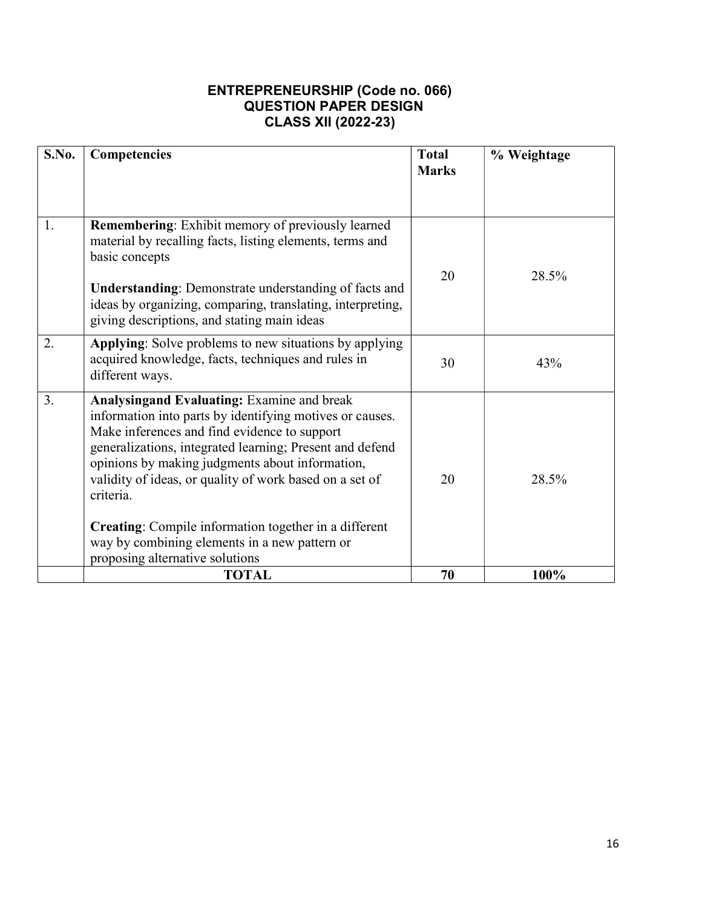# ENTREPRENEURSHIP (Code no. 066)
## QUESTION PAPER DESIGN
## CLASS XII (2022-23)

| S.No. | Competencies | Total Marks | % Weightage |
|---|---|---|---|
| 1. | **Remembering**: Exhibit memory of previously learned material by recalling facts, listing elements, terms and basic concepts<br><br>**Understanding**: Demonstrate understanding of facts and ideas by organizing, comparing, translating, interpreting, giving descriptions, and stating main ideas | 20 | 28.5% |
| 2. | **Applying**: Solve problems to new situations by applying acquired knowledge, facts, techniques and rules in different ways. | 30 | 43% |
| 3. | **Analysingand Evaluating:** Examine and break information into parts by identifying motives or causes. Make inferences and find evidence to support generalizations, integrated learning; Present and defend opinions by making judgments about information, validity of ideas, or quality of work based on a set of criteria.<br><br>**Creating**: Compile information together in a different way by combining elements in a new pattern or proposing alternative solutions | 20 | 28.5% |
| | **TOTAL** | **70** | **100%** |